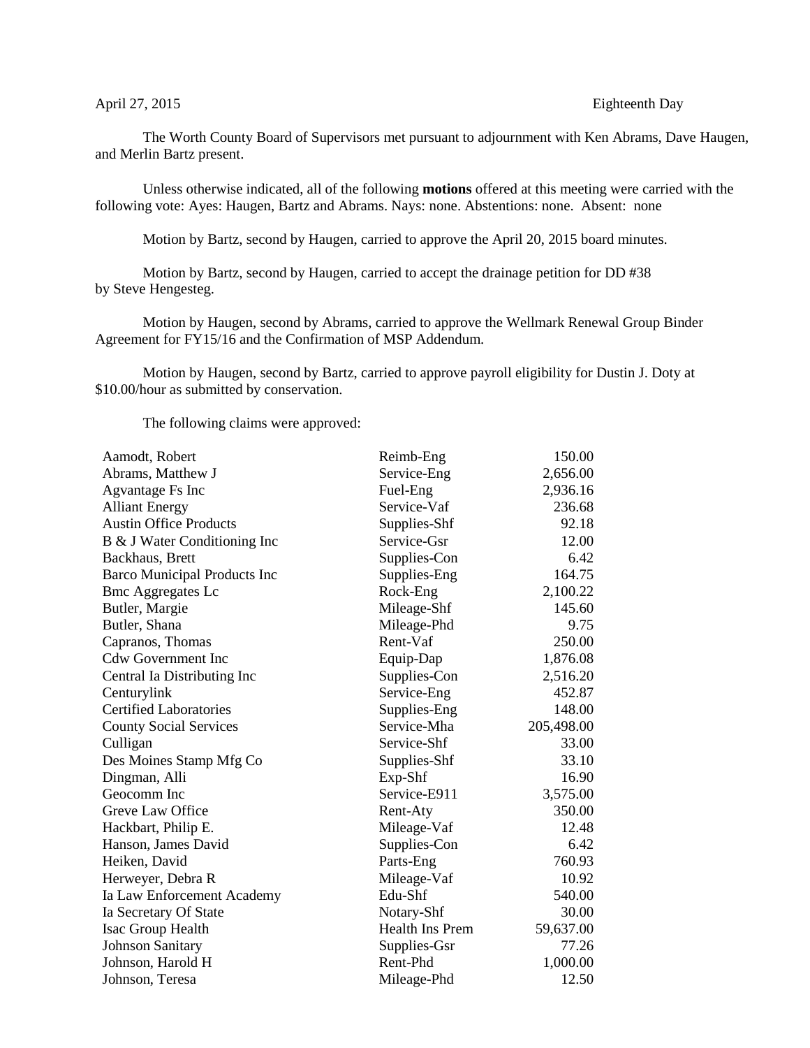April 27, 2015 Eighteenth Day

The Worth County Board of Supervisors met pursuant to adjournment with Ken Abrams, Dave Haugen, and Merlin Bartz present.

Unless otherwise indicated, all of the following **motions** offered at this meeting were carried with the following vote: Ayes: Haugen, Bartz and Abrams. Nays: none. Abstentions: none. Absent: none

Motion by Bartz, second by Haugen, carried to approve the April 20, 2015 board minutes.

Motion by Bartz, second by Haugen, carried to accept the drainage petition for DD #38 by Steve Hengesteg.

Motion by Haugen, second by Abrams, carried to approve the Wellmark Renewal Group Binder Agreement for FY15/16 and the Confirmation of MSP Addendum.

Motion by Haugen, second by Bartz, carried to approve payroll eligibility for Dustin J. Doty at $10.00/hour as submitted by conservation.

The following claims were approved:

| | | |
|---|---|---|
| Aamodt, Robert | Reimb-Eng | 150.00 |
| Abrams, Matthew J | Service-Eng | 2,656.00 |
| Agvantage Fs Inc | Fuel-Eng | 2,936.16 |
| Alliant Energy | Service-Vaf | 236.68 |
| Austin Office Products | Supplies-Shf | 92.18 |
| B & J Water Conditioning Inc | Service-Gsr | 12.00 |
| Backhaus, Brett | Supplies-Con | 6.42 |
| Barco Municipal Products Inc | Supplies-Eng | 164.75 |
| Bmc Aggregates Lc | Rock-Eng | 2,100.22 |
| Butler, Margie | Mileage-Shf | 145.60 |
| Butler, Shana | Mileage-Phd | 9.75 |
| Capranos, Thomas | Rent-Vaf | 250.00 |
| Cdw Government Inc | Equip-Dap | 1,876.08 |
| Central Ia Distributing Inc | Supplies-Con | 2,516.20 |
| Centurylink | Service-Eng | 452.87 |
| Certified Laboratories | Supplies-Eng | 148.00 |
| County Social Services | Service-Mha | 205,498.00 |
| Culligan | Service-Shf | 33.00 |
| Des Moines Stamp Mfg Co | Supplies-Shf | 33.10 |
| Dingman, Alli | Exp-Shf | 16.90 |
| Geocomm Inc | Service-E911 | 3,575.00 |
| Greve Law Office | Rent-Aty | 350.00 |
| Hackbart, Philip E. | Mileage-Vaf | 12.48 |
| Hanson, James David | Supplies-Con | 6.42 |
| Heiken, David | Parts-Eng | 760.93 |
| Herweyer, Debra R | Mileage-Vaf | 10.92 |
| Ia Law Enforcement Academy | Edu-Shf | 540.00 |
| Ia Secretary Of State | Notary-Shf | 30.00 |
| Isac Group Health | Health Ins Prem | 59,637.00 |
| Johnson Sanitary | Supplies-Gsr | 77.26 |
| Johnson, Harold H | Rent-Phd | 1,000.00 |
| Johnson, Teresa | Mileage-Phd | 12.50 |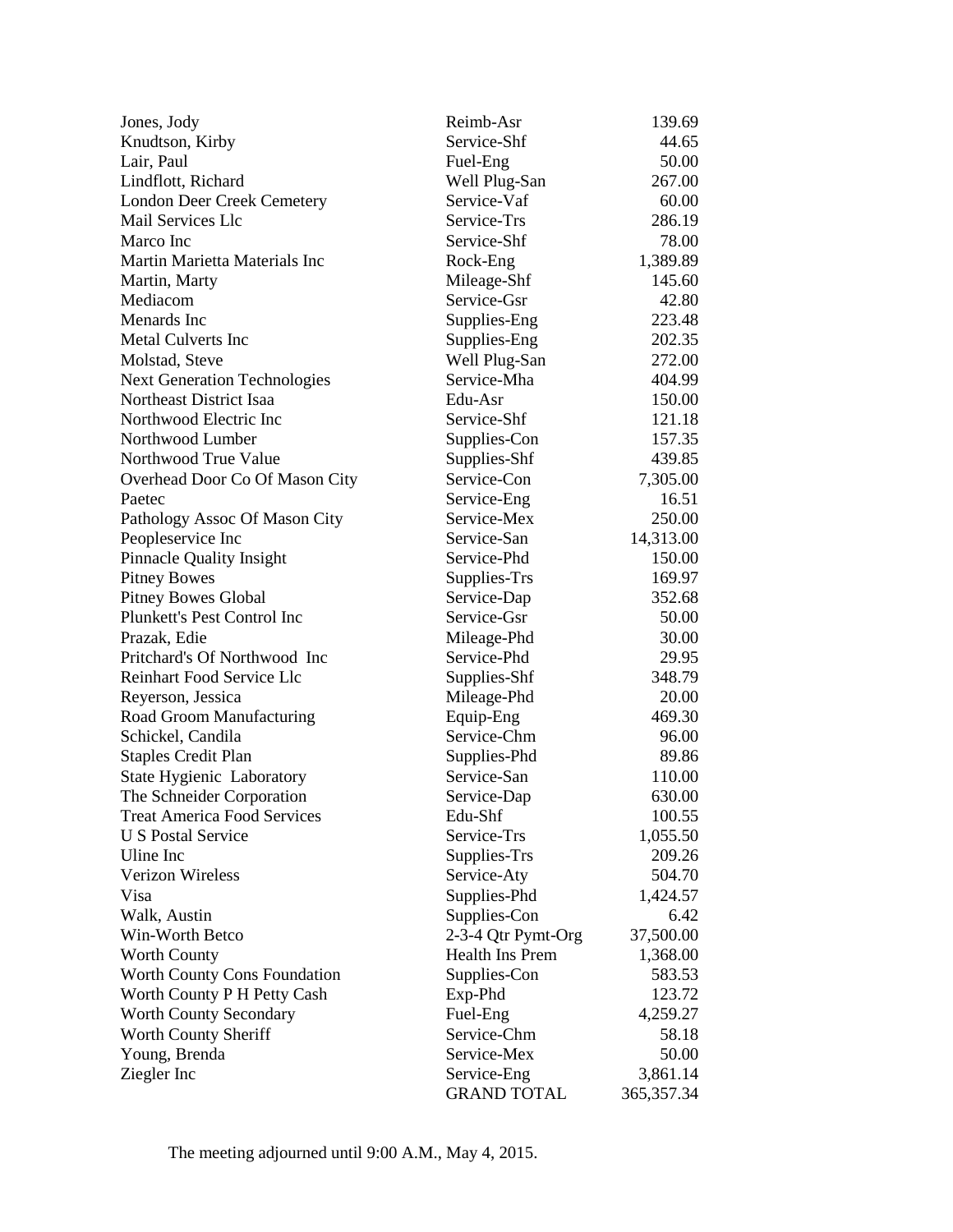| | | |
|---|---|---|
| Jones, Jody | Reimb-Asr | 139.69 |
| Knudtson, Kirby | Service-Shf | 44.65 |
| Lair, Paul | Fuel-Eng | 50.00 |
| Lindflott, Richard | Well Plug-San | 267.00 |
| London Deer Creek Cemetery | Service-Vaf | 60.00 |
| Mail Services Llc | Service-Trs | 286.19 |
| Marco Inc | Service-Shf | 78.00 |
| Martin Marietta Materials Inc | Rock-Eng | 1,389.89 |
| Martin, Marty | Mileage-Shf | 145.60 |
| Mediacom | Service-Gsr | 42.80 |
| Menards Inc | Supplies-Eng | 223.48 |
| Metal Culverts Inc | Supplies-Eng | 202.35 |
| Molstad, Steve | Well Plug-San | 272.00 |
| Next Generation Technologies | Service-Mha | 404.99 |
| Northeast District Isaa | Edu-Asr | 150.00 |
| Northwood Electric Inc | Service-Shf | 121.18 |
| Northwood Lumber | Supplies-Con | 157.35 |
| Northwood True Value | Supplies-Shf | 439.85 |
| Overhead Door Co Of Mason City | Service-Con | 7,305.00 |
| Paetec | Service-Eng | 16.51 |
| Pathology Assoc Of Mason City | Service-Mex | 250.00 |
| Peopleservice Inc | Service-San | 14,313.00 |
| Pinnacle Quality Insight | Service-Phd | 150.00 |
| Pitney Bowes | Supplies-Trs | 169.97 |
| Pitney Bowes Global | Service-Dap | 352.68 |
| Plunkett's Pest Control Inc | Service-Gsr | 50.00 |
| Prazak, Edie | Mileage-Phd | 30.00 |
| Pritchard's Of Northwood Inc | Service-Phd | 29.95 |
| Reinhart Food Service Llc | Supplies-Shf | 348.79 |
| Reyerson, Jessica | Mileage-Phd | 20.00 |
| Road Groom Manufacturing | Equip-Eng | 469.30 |
| Schickel, Candila | Service-Chm | 96.00 |
| Staples Credit Plan | Supplies-Phd | 89.86 |
| State Hygienic Laboratory | Service-San | 110.00 |
| The Schneider Corporation | Service-Dap | 630.00 |
| Treat America Food Services | Edu-Shf | 100.55 |
| U S Postal Service | Service-Trs | 1,055.50 |
| Uline Inc | Supplies-Trs | 209.26 |
| Verizon Wireless | Service-Aty | 504.70 |
| Visa | Supplies-Phd | 1,424.57 |
| Walk, Austin | Supplies-Con | 6.42 |
| Win-Worth Betco | 2-3-4 Qtr Pymt-Org | 37,500.00 |
| Worth County | Health Ins Prem | 1,368.00 |
| Worth County Cons Foundation | Supplies-Con | 583.53 |
| Worth County P H Petty Cash | Exp-Phd | 123.72 |
| Worth County Secondary | Fuel-Eng | 4,259.27 |
| Worth County Sheriff | Service-Chm | 58.18 |
| Young, Brenda | Service-Mex | 50.00 |
| Ziegler Inc | Service-Eng | 3,861.14 |
| | GRAND TOTAL | 365,357.34 |

The meeting adjourned until 9:00 A.M., May 4, 2015.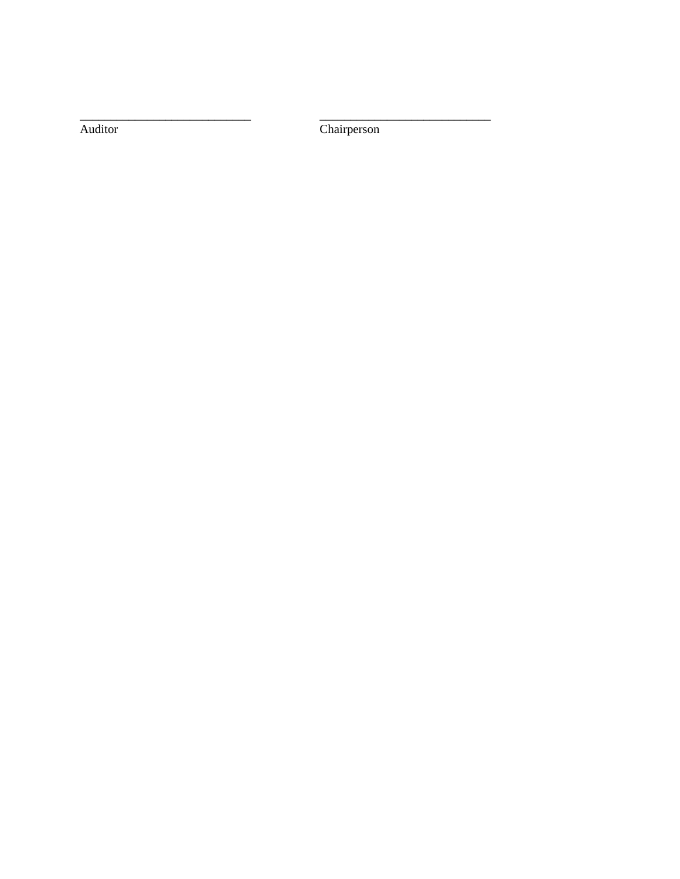_____________________________ _____________________________

Auditor Chairperson